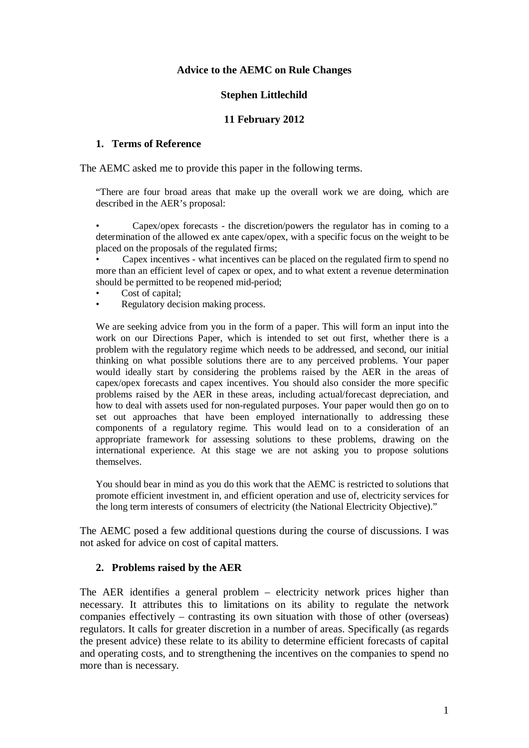# Advice to the AEMC on Rule Changes

**Stephen Littlechild**

**11 February 2012**

## 1. Terms of Reference

The AEMC asked me to provide this paper in the following terms.

> "There are four broad areas that make up the overall work we are doing, which are described in the AER's proposal:
>
> - Capex/opex forecasts - the discretion/powers the regulator has in coming to a determination of the allowed ex ante capex/opex, with a specific focus on the weight to be placed on the proposals of the regulated firms;
> - Capex incentives - what incentives can be placed on the regulated firm to spend no more than an efficient level of capex or opex, and to what extent a revenue determination should be permitted to be reopened mid-period;
> - Cost of capital;
> - Regulatory decision making process.
>
> We are seeking advice from you in the form of a paper. This will form an input into the work on our Directions Paper, which is intended to set out first, whether there is a problem with the regulatory regime which needs to be addressed, and second, our initial thinking on what possible solutions there are to any perceived problems. Your paper would ideally start by considering the problems raised by the AER in the areas of capex/opex forecasts and capex incentives. You should also consider the more specific problems raised by the AER in these areas, including actual/forecast depreciation, and how to deal with assets used for non-regulated purposes. Your paper would then go on to set out approaches that have been employed internationally to addressing these components of a regulatory regime. This would lead on to a consideration of an appropriate framework for assessing solutions to these problems, drawing on the international experience. At this stage we are not asking you to propose solutions themselves.
>
> You should bear in mind as you do this work that the AEMC is restricted to solutions that promote efficient investment in, and efficient operation and use of, electricity services for the long term interests of consumers of electricity (the National Electricity Objective)."

The AEMC posed a few additional questions during the course of discussions. I was not asked for advice on cost of capital matters.

## 2. Problems raised by the AER

The AER identifies a general problem – electricity network prices higher than necessary. It attributes this to limitations on its ability to regulate the network companies effectively – contrasting its own situation with those of other (overseas) regulators. It calls for greater discretion in a number of areas. Specifically (as regards the present advice) these relate to its ability to determine efficient forecasts of capital and operating costs, and to strengthening the incentives on the companies to spend no more than is necessary.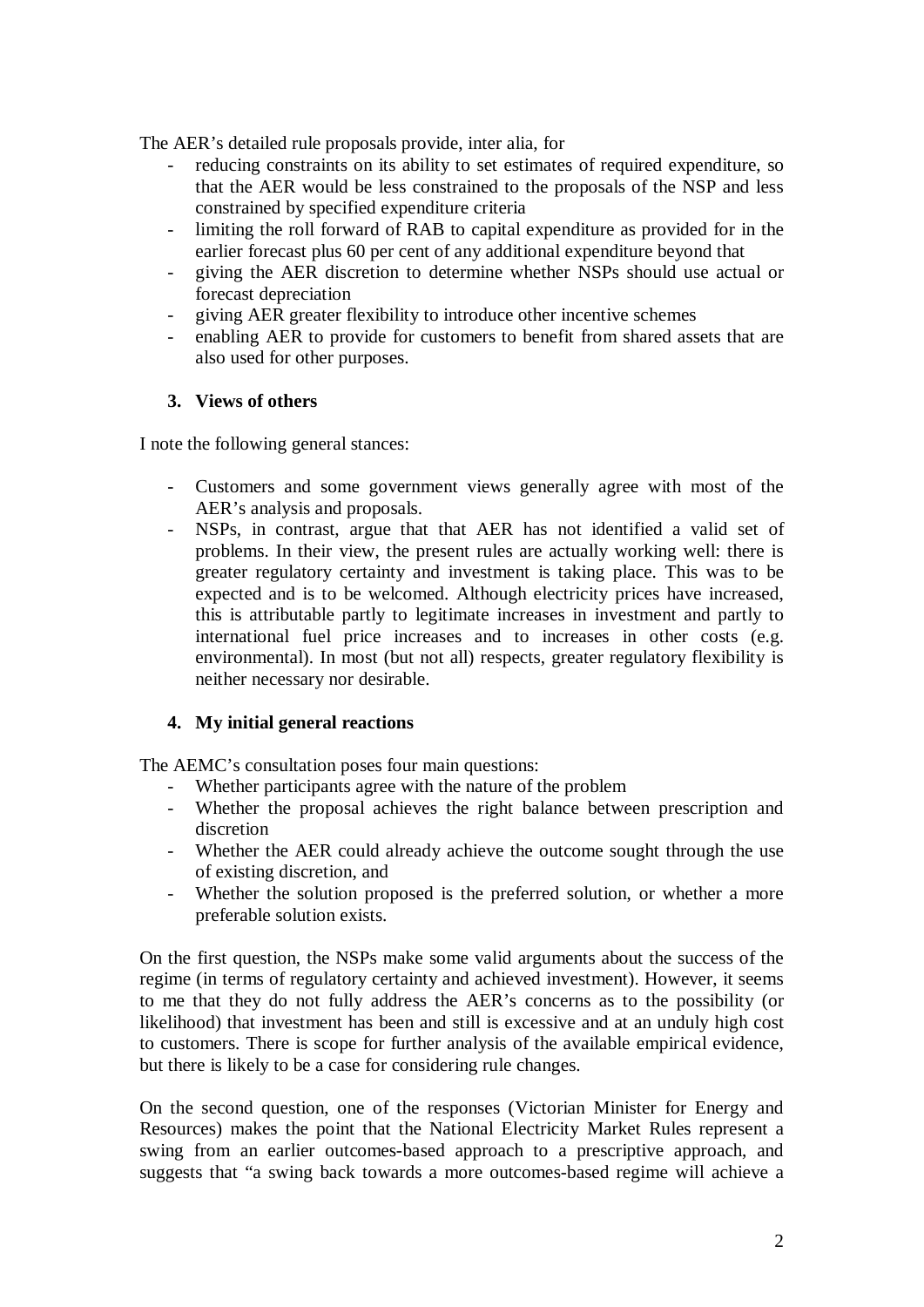The AER's detailed rule proposals provide, inter alia, for

- reducing constraints on its ability to set estimates of required expenditure, so that the AER would be less constrained to the proposals of the NSP and less constrained by specified expenditure criteria
- limiting the roll forward of RAB to capital expenditure as provided for in the earlier forecast plus 60 per cent of any additional expenditure beyond that
- giving the AER discretion to determine whether NSPs should use actual or forecast depreciation
- giving AER greater flexibility to introduce other incentive schemes
- enabling AER to provide for customers to benefit from shared assets that are also used for other purposes.

### 3. Views of others

I note the following general stances:

- Customers and some government views generally agree with most of the AER's analysis and proposals.
- NSPs, in contrast, argue that that AER has not identified a valid set of problems. In their view, the present rules are actually working well: there is greater regulatory certainty and investment is taking place. This was to be expected and is to be welcomed. Although electricity prices have increased, this is attributable partly to legitimate increases in investment and partly to international fuel price increases and to increases in other costs (e.g. environmental). In most (but not all) respects, greater regulatory flexibility is neither necessary nor desirable.

### 4. My initial general reactions

The AEMC's consultation poses four main questions:

- Whether participants agree with the nature of the problem
- Whether the proposal achieves the right balance between prescription and discretion
- Whether the AER could already achieve the outcome sought through the use of existing discretion, and
- Whether the solution proposed is the preferred solution, or whether a more preferable solution exists.

On the first question, the NSPs make some valid arguments about the success of the regime (in terms of regulatory certainty and achieved investment). However, it seems to me that they do not fully address the AER's concerns as to the possibility (or likelihood) that investment has been and still is excessive and at an unduly high cost to customers. There is scope for further analysis of the available empirical evidence, but there is likely to be a case for considering rule changes.

On the second question, one of the responses (Victorian Minister for Energy and Resources) makes the point that the National Electricity Market Rules represent a swing from an earlier outcomes-based approach to a prescriptive approach, and suggests that "a swing back towards a more outcomes-based regime will achieve a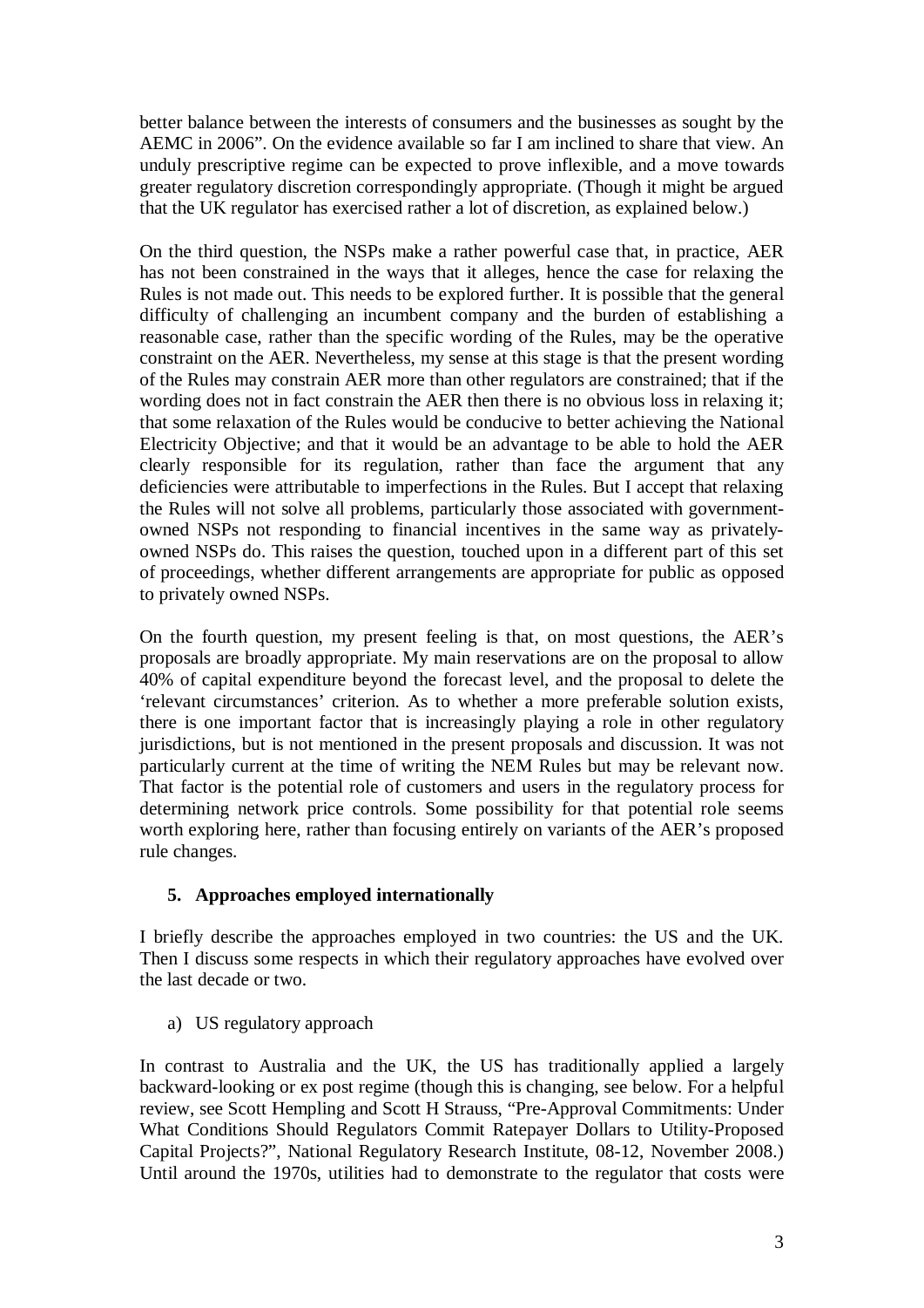better balance between the interests of consumers and the businesses as sought by the AEMC in 2006". On the evidence available so far I am inclined to share that view. An unduly prescriptive regime can be expected to prove inflexible, and a move towards greater regulatory discretion correspondingly appropriate. (Though it might be argued that the UK regulator has exercised rather a lot of discretion, as explained below.)

On the third question, the NSPs make a rather powerful case that, in practice, AER has not been constrained in the ways that it alleges, hence the case for relaxing the Rules is not made out. This needs to be explored further. It is possible that the general difficulty of challenging an incumbent company and the burden of establishing a reasonable case, rather than the specific wording of the Rules, may be the operative constraint on the AER. Nevertheless, my sense at this stage is that the present wording of the Rules may constrain AER more than other regulators are constrained; that if the wording does not in fact constrain the AER then there is no obvious loss in relaxing it; that some relaxation of the Rules would be conducive to better achieving the National Electricity Objective; and that it would be an advantage to be able to hold the AER clearly responsible for its regulation, rather than face the argument that any deficiencies were attributable to imperfections in the Rules. But I accept that relaxing the Rules will not solve all problems, particularly those associated with government-owned NSPs not responding to financial incentives in the same way as privately-owned NSPs do. This raises the question, touched upon in a different part of this set of proceedings, whether different arrangements are appropriate for public as opposed to privately owned NSPs.

On the fourth question, my present feeling is that, on most questions, the AER's proposals are broadly appropriate. My main reservations are on the proposal to allow 40% of capital expenditure beyond the forecast level, and the proposal to delete the 'relevant circumstances' criterion. As to whether a more preferable solution exists, there is one important factor that is increasingly playing a role in other regulatory jurisdictions, but is not mentioned in the present proposals and discussion. It was not particularly current at the time of writing the NEM Rules but may be relevant now. That factor is the potential role of customers and users in the regulatory process for determining network price controls. Some possibility for that potential role seems worth exploring here, rather than focusing entirely on variants of the AER's proposed rule changes.

## 5. Approaches employed internationally

I briefly describe the approaches employed in two countries: the US and the UK. Then I discuss some respects in which their regulatory approaches have evolved over the last decade or two.

### a) US regulatory approach

In contrast to Australia and the UK, the US has traditionally applied a largely backward-looking or ex post regime (though this is changing, see below. For a helpful review, see Scott Hempling and Scott H Strauss, "Pre-Approval Commitments: Under What Conditions Should Regulators Commit Ratepayer Dollars to Utility-Proposed Capital Projects?", National Regulatory Research Institute, 08-12, November 2008.) Until around the 1970s, utilities had to demonstrate to the regulator that costs were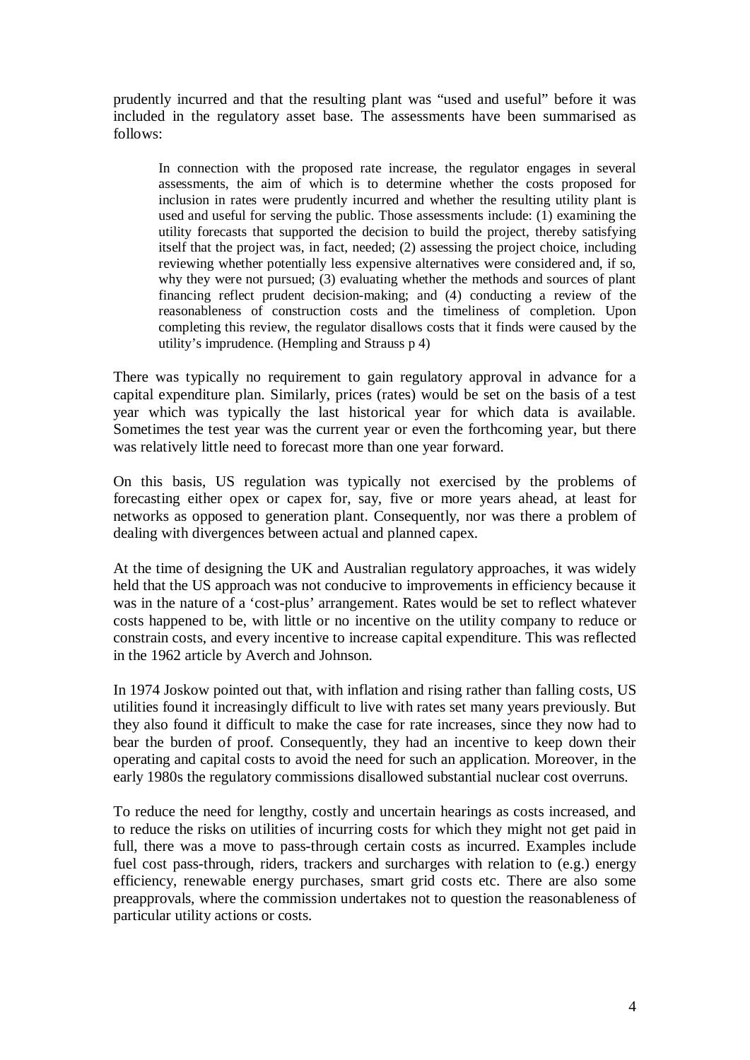prudently incurred and that the resulting plant was "used and useful" before it was included in the regulatory asset base. The assessments have been summarised as follows:

> In connection with the proposed rate increase, the regulator engages in several assessments, the aim of which is to determine whether the costs proposed for inclusion in rates were prudently incurred and whether the resulting utility plant is used and useful for serving the public. Those assessments include: (1) examining the utility forecasts that supported the decision to build the project, thereby satisfying itself that the project was, in fact, needed; (2) assessing the project choice, including reviewing whether potentially less expensive alternatives were considered and, if so, why they were not pursued; (3) evaluating whether the methods and sources of plant financing reflect prudent decision-making; and (4) conducting a review of the reasonableness of construction costs and the timeliness of completion. Upon completing this review, the regulator disallows costs that it finds were caused by the utility's imprudence. (Hempling and Strauss p 4)

There was typically no requirement to gain regulatory approval in advance for a capital expenditure plan. Similarly, prices (rates) would be set on the basis of a test year which was typically the last historical year for which data is available. Sometimes the test year was the current year or even the forthcoming year, but there was relatively little need to forecast more than one year forward.

On this basis, US regulation was typically not exercised by the problems of forecasting either opex or capex for, say, five or more years ahead, at least for networks as opposed to generation plant. Consequently, nor was there a problem of dealing with divergences between actual and planned capex.

At the time of designing the UK and Australian regulatory approaches, it was widely held that the US approach was not conducive to improvements in efficiency because it was in the nature of a 'cost-plus' arrangement. Rates would be set to reflect whatever costs happened to be, with little or no incentive on the utility company to reduce or constrain costs, and every incentive to increase capital expenditure. This was reflected in the 1962 article by Averch and Johnson.

In 1974 Joskow pointed out that, with inflation and rising rather than falling costs, US utilities found it increasingly difficult to live with rates set many years previously. But they also found it difficult to make the case for rate increases, since they now had to bear the burden of proof. Consequently, they had an incentive to keep down their operating and capital costs to avoid the need for such an application. Moreover, in the early 1980s the regulatory commissions disallowed substantial nuclear cost overruns.

To reduce the need for lengthy, costly and uncertain hearings as costs increased, and to reduce the risks on utilities of incurring costs for which they might not get paid in full, there was a move to pass-through certain costs as incurred. Examples include fuel cost pass-through, riders, trackers and surcharges with relation to (e.g.) energy efficiency, renewable energy purchases, smart grid costs etc. There are also some preapprovals, where the commission undertakes not to question the reasonableness of particular utility actions or costs.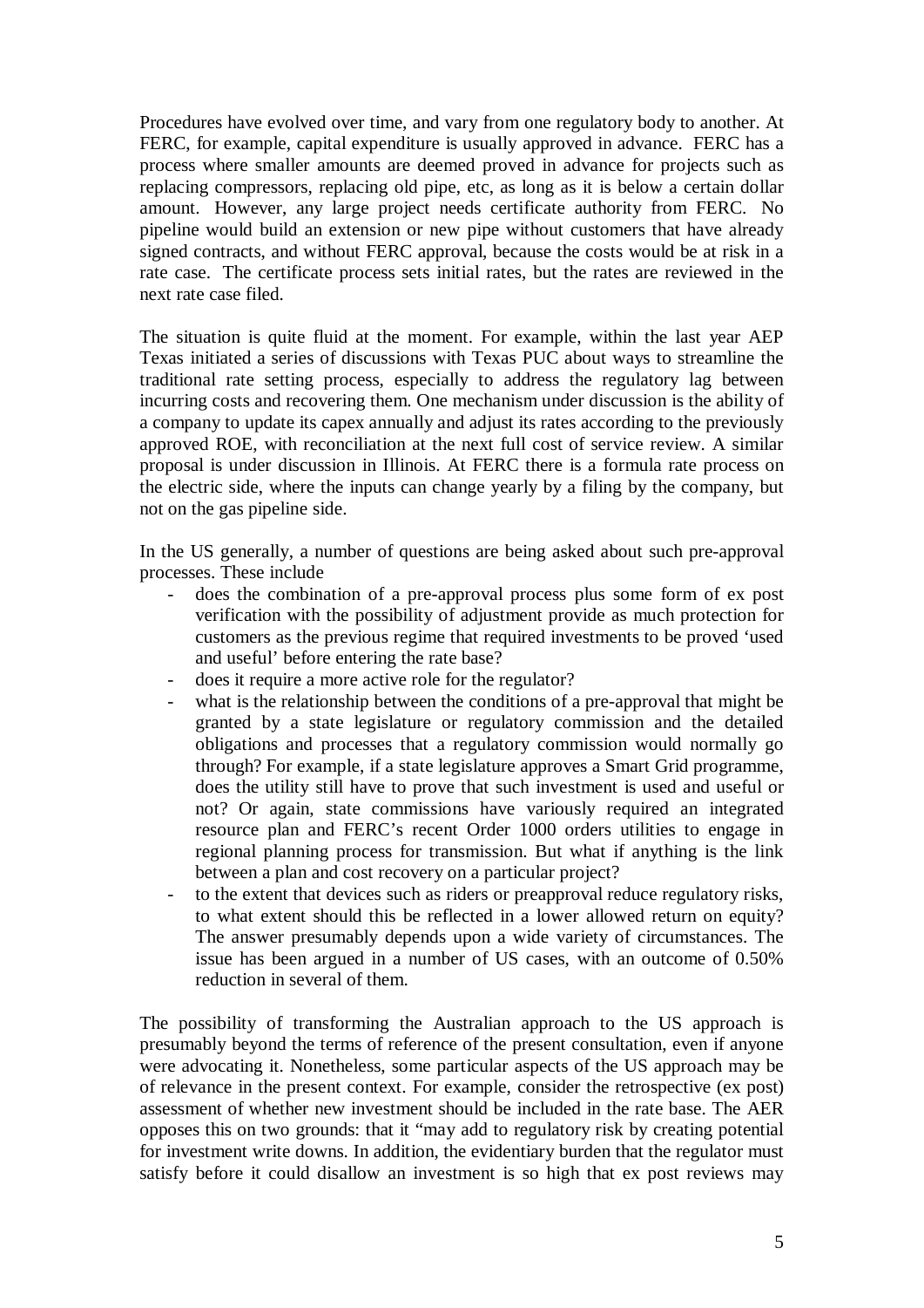Procedures have evolved over time, and vary from one regulatory body to another. At FERC, for example, capital expenditure is usually approved in advance. FERC has a process where smaller amounts are deemed proved in advance for projects such as replacing compressors, replacing old pipe, etc, as long as it is below a certain dollar amount. However, any large project needs certificate authority from FERC. No pipeline would build an extension or new pipe without customers that have already signed contracts, and without FERC approval, because the costs would be at risk in a rate case. The certificate process sets initial rates, but the rates are reviewed in the next rate case filed.

The situation is quite fluid at the moment. For example, within the last year AEP Texas initiated a series of discussions with Texas PUC about ways to streamline the traditional rate setting process, especially to address the regulatory lag between incurring costs and recovering them. One mechanism under discussion is the ability of a company to update its capex annually and adjust its rates according to the previously approved ROE, with reconciliation at the next full cost of service review. A similar proposal is under discussion in Illinois. At FERC there is a formula rate process on the electric side, where the inputs can change yearly by a filing by the company, but not on the gas pipeline side.

In the US generally, a number of questions are being asked about such pre-approval processes. These include

- does the combination of a pre-approval process plus some form of ex post verification with the possibility of adjustment provide as much protection for customers as the previous regime that required investments to be proved 'used and useful' before entering the rate base?
- does it require a more active role for the regulator?
- what is the relationship between the conditions of a pre-approval that might be granted by a state legislature or regulatory commission and the detailed obligations and processes that a regulatory commission would normally go through? For example, if a state legislature approves a Smart Grid programme, does the utility still have to prove that such investment is used and useful or not? Or again, state commissions have variously required an integrated resource plan and FERC's recent Order 1000 orders utilities to engage in regional planning process for transmission. But what if anything is the link between a plan and cost recovery on a particular project?
- to the extent that devices such as riders or preapproval reduce regulatory risks, to what extent should this be reflected in a lower allowed return on equity? The answer presumably depends upon a wide variety of circumstances. The issue has been argued in a number of US cases, with an outcome of 0.50% reduction in several of them.

The possibility of transforming the Australian approach to the US approach is presumably beyond the terms of reference of the present consultation, even if anyone were advocating it. Nonetheless, some particular aspects of the US approach may be of relevance in the present context. For example, consider the retrospective (ex post) assessment of whether new investment should be included in the rate base. The AER opposes this on two grounds: that it "may add to regulatory risk by creating potential for investment write downs. In addition, the evidentiary burden that the regulator must satisfy before it could disallow an investment is so high that ex post reviews may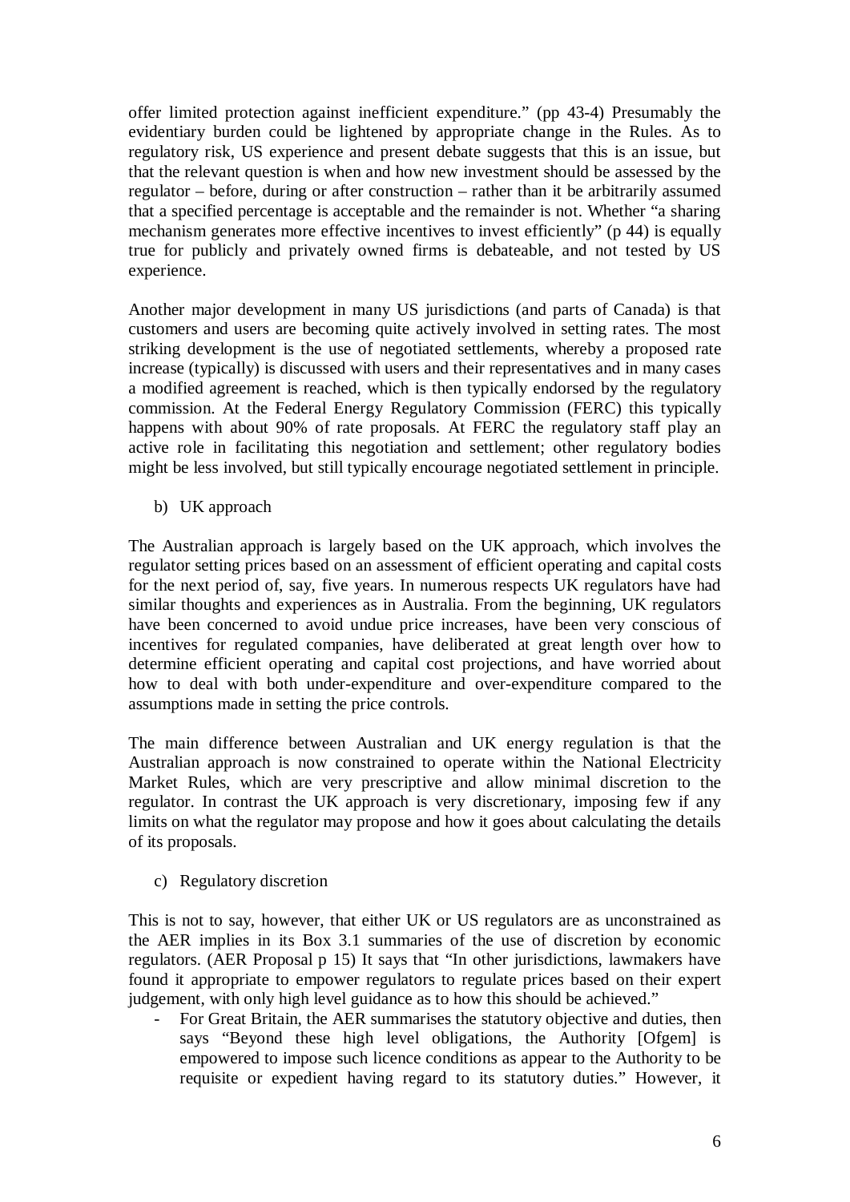offer limited protection against inefficient expenditure." (pp 43-4) Presumably the evidentiary burden could be lightened by appropriate change in the Rules. As to regulatory risk, US experience and present debate suggests that this is an issue, but that the relevant question is when and how new investment should be assessed by the regulator – before, during or after construction – rather than it be arbitrarily assumed that a specified percentage is acceptable and the remainder is not. Whether "a sharing mechanism generates more effective incentives to invest efficiently" (p 44) is equally true for publicly and privately owned firms is debateable, and not tested by US experience.

Another major development in many US jurisdictions (and parts of Canada) is that customers and users are becoming quite actively involved in setting rates. The most striking development is the use of negotiated settlements, whereby a proposed rate increase (typically) is discussed with users and their representatives and in many cases a modified agreement is reached, which is then typically endorsed by the regulatory commission. At the Federal Energy Regulatory Commission (FERC) this typically happens with about 90% of rate proposals. At FERC the regulatory staff play an active role in facilitating this negotiation and settlement; other regulatory bodies might be less involved, but still typically encourage negotiated settlement in principle.

b) UK approach

The Australian approach is largely based on the UK approach, which involves the regulator setting prices based on an assessment of efficient operating and capital costs for the next period of, say, five years. In numerous respects UK regulators have had similar thoughts and experiences as in Australia. From the beginning, UK regulators have been concerned to avoid undue price increases, have been very conscious of incentives for regulated companies, have deliberated at great length over how to determine efficient operating and capital cost projections, and have worried about how to deal with both under-expenditure and over-expenditure compared to the assumptions made in setting the price controls.

The main difference between Australian and UK energy regulation is that the Australian approach is now constrained to operate within the National Electricity Market Rules, which are very prescriptive and allow minimal discretion to the regulator. In contrast the UK approach is very discretionary, imposing few if any limits on what the regulator may propose and how it goes about calculating the details of its proposals.

c) Regulatory discretion

This is not to say, however, that either UK or US regulators are as unconstrained as the AER implies in its Box 3.1 summaries of the use of discretion by economic regulators. (AER Proposal p 15) It says that "In other jurisdictions, lawmakers have found it appropriate to empower regulators to regulate prices based on their expert judgement, with only high level guidance as to how this should be achieved."

- For Great Britain, the AER summarises the statutory objective and duties, then says "Beyond these high level obligations, the Authority [Ofgem] is empowered to impose such licence conditions as appear to the Authority to be requisite or expedient having regard to its statutory duties." However, it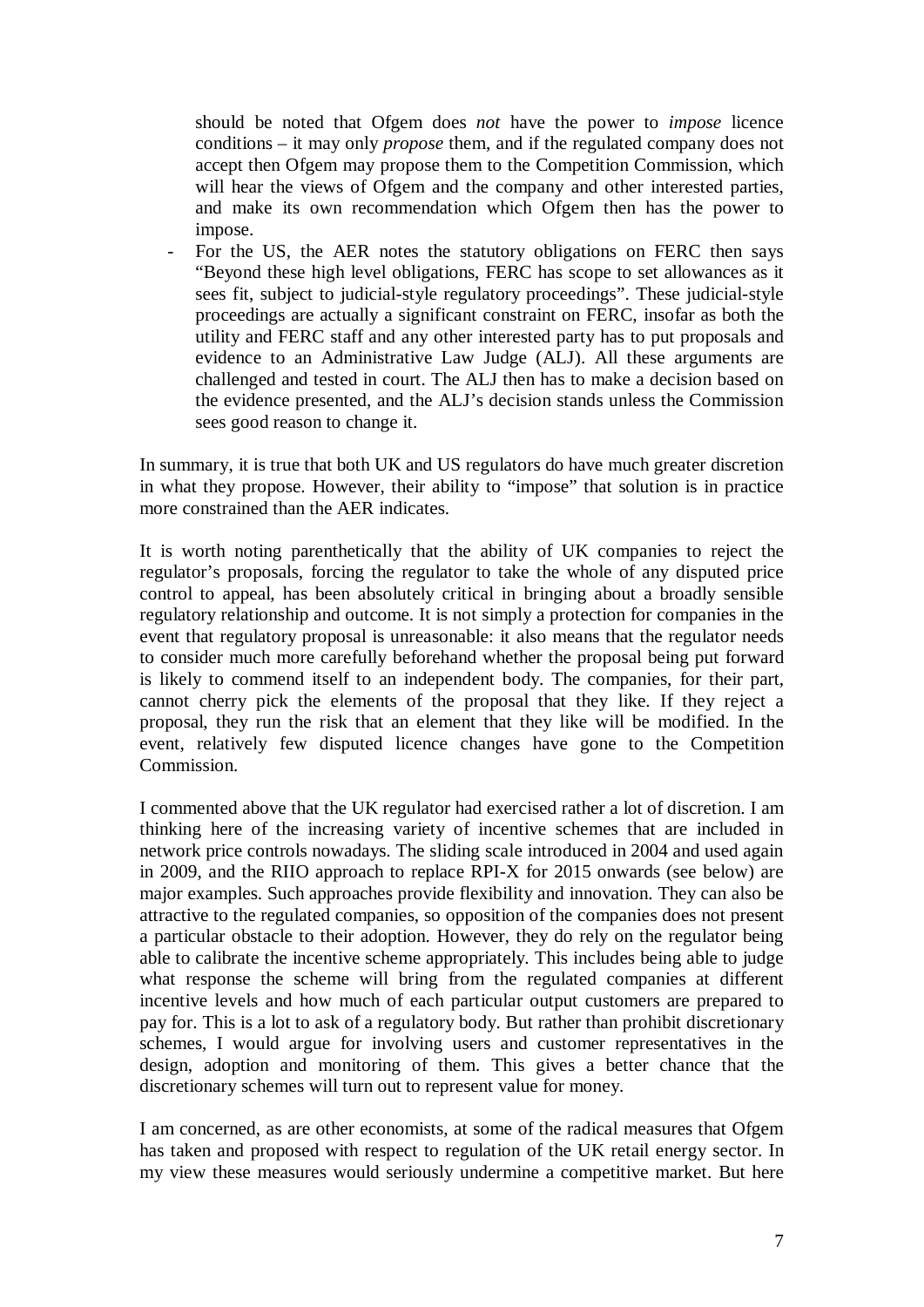should be noted that Ofgem does *not* have the power to *impose* licence conditions – it may only *propose* them, and if the regulated company does not accept then Ofgem may propose them to the Competition Commission, which will hear the views of Ofgem and the company and other interested parties, and make its own recommendation which Ofgem then has the power to impose.

- For the US, the AER notes the statutory obligations on FERC then says "Beyond these high level obligations, FERC has scope to set allowances as it sees fit, subject to judicial-style regulatory proceedings". These judicial-style proceedings are actually a significant constraint on FERC, insofar as both the utility and FERC staff and any other interested party has to put proposals and evidence to an Administrative Law Judge (ALJ). All these arguments are challenged and tested in court. The ALJ then has to make a decision based on the evidence presented, and the ALJ's decision stands unless the Commission sees good reason to change it.

In summary, it is true that both UK and US regulators do have much greater discretion in what they propose. However, their ability to "impose" that solution is in practice more constrained than the AER indicates.

It is worth noting parenthetically that the ability of UK companies to reject the regulator's proposals, forcing the regulator to take the whole of any disputed price control to appeal, has been absolutely critical in bringing about a broadly sensible regulatory relationship and outcome. It is not simply a protection for companies in the event that regulatory proposal is unreasonable: it also means that the regulator needs to consider much more carefully beforehand whether the proposal being put forward is likely to commend itself to an independent body. The companies, for their part, cannot cherry pick the elements of the proposal that they like. If they reject a proposal, they run the risk that an element that they like will be modified. In the event, relatively few disputed licence changes have gone to the Competition Commission.

I commented above that the UK regulator had exercised rather a lot of discretion. I am thinking here of the increasing variety of incentive schemes that are included in network price controls nowadays. The sliding scale introduced in 2004 and used again in 2009, and the RIIO approach to replace RPI-X for 2015 onwards (see below) are major examples. Such approaches provide flexibility and innovation. They can also be attractive to the regulated companies, so opposition of the companies does not present a particular obstacle to their adoption. However, they do rely on the regulator being able to calibrate the incentive scheme appropriately. This includes being able to judge what response the scheme will bring from the regulated companies at different incentive levels and how much of each particular output customers are prepared to pay for. This is a lot to ask of a regulatory body. But rather than prohibit discretionary schemes, I would argue for involving users and customer representatives in the design, adoption and monitoring of them. This gives a better chance that the discretionary schemes will turn out to represent value for money.

I am concerned, as are other economists, at some of the radical measures that Ofgem has taken and proposed with respect to regulation of the UK retail energy sector. In my view these measures would seriously undermine a competitive market. But here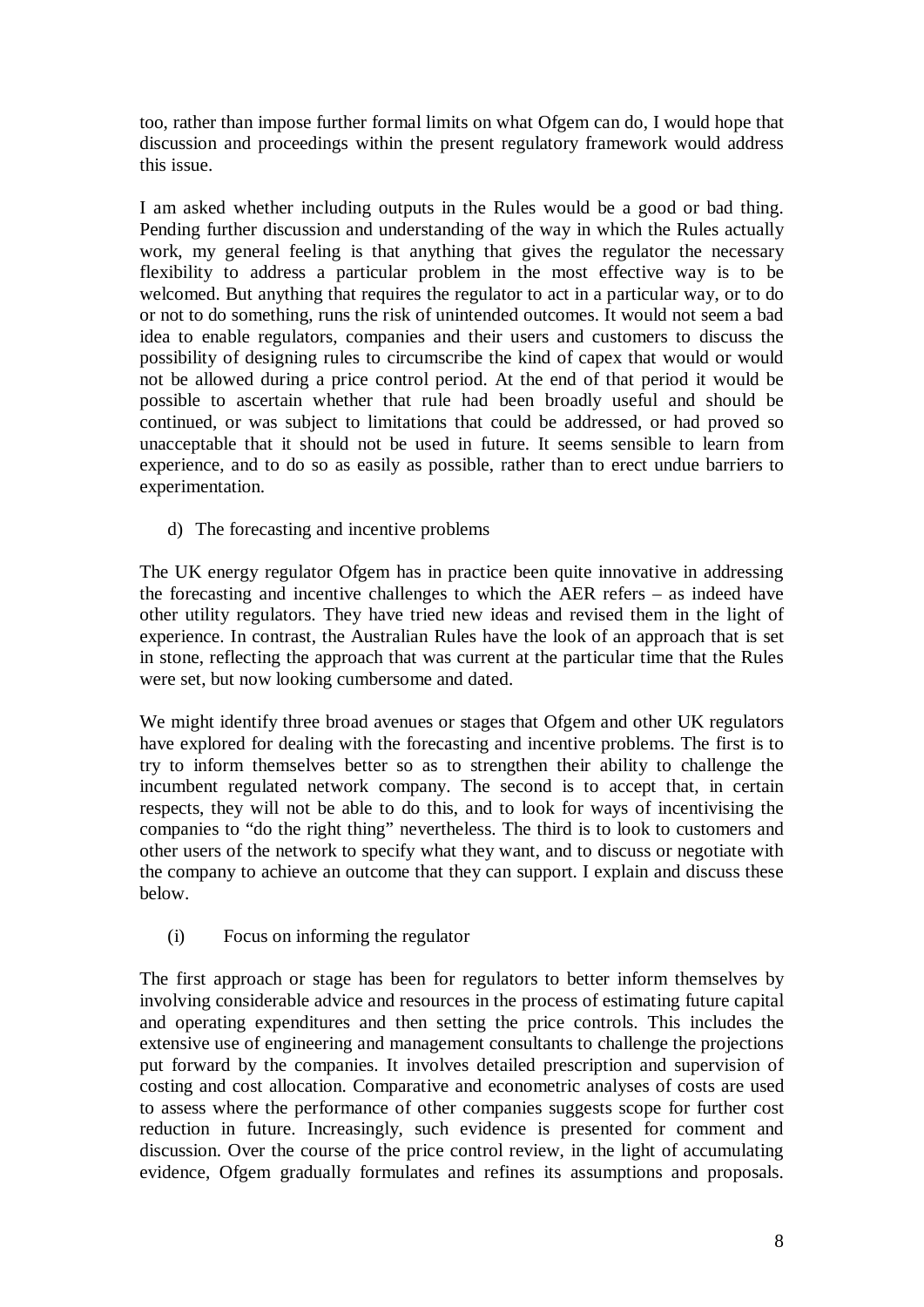too, rather than impose further formal limits on what Ofgem can do, I would hope that discussion and proceedings within the present regulatory framework would address this issue.

I am asked whether including outputs in the Rules would be a good or bad thing. Pending further discussion and understanding of the way in which the Rules actually work, my general feeling is that anything that gives the regulator the necessary flexibility to address a particular problem in the most effective way is to be welcomed. But anything that requires the regulator to act in a particular way, or to do or not to do something, runs the risk of unintended outcomes. It would not seem a bad idea to enable regulators, companies and their users and customers to discuss the possibility of designing rules to circumscribe the kind of capex that would or would not be allowed during a price control period. At the end of that period it would be possible to ascertain whether that rule had been broadly useful and should be continued, or was subject to limitations that could be addressed, or had proved so unacceptable that it should not be used in future. It seems sensible to learn from experience, and to do so as easily as possible, rather than to erect undue barriers to experimentation.

d) The forecasting and incentive problems

The UK energy regulator Ofgem has in practice been quite innovative in addressing the forecasting and incentive challenges to which the AER refers – as indeed have other utility regulators. They have tried new ideas and revised them in the light of experience. In contrast, the Australian Rules have the look of an approach that is set in stone, reflecting the approach that was current at the particular time that the Rules were set, but now looking cumbersome and dated.

We might identify three broad avenues or stages that Ofgem and other UK regulators have explored for dealing with the forecasting and incentive problems. The first is to try to inform themselves better so as to strengthen their ability to challenge the incumbent regulated network company. The second is to accept that, in certain respects, they will not be able to do this, and to look for ways of incentivising the companies to "do the right thing" nevertheless. The third is to look to customers and other users of the network to specify what they want, and to discuss or negotiate with the company to achieve an outcome that they can support. I explain and discuss these below.

(i) Focus on informing the regulator

The first approach or stage has been for regulators to better inform themselves by involving considerable advice and resources in the process of estimating future capital and operating expenditures and then setting the price controls. This includes the extensive use of engineering and management consultants to challenge the projections put forward by the companies. It involves detailed prescription and supervision of costing and cost allocation. Comparative and econometric analyses of costs are used to assess where the performance of other companies suggests scope for further cost reduction in future. Increasingly, such evidence is presented for comment and discussion. Over the course of the price control review, in the light of accumulating evidence, Ofgem gradually formulates and refines its assumptions and proposals.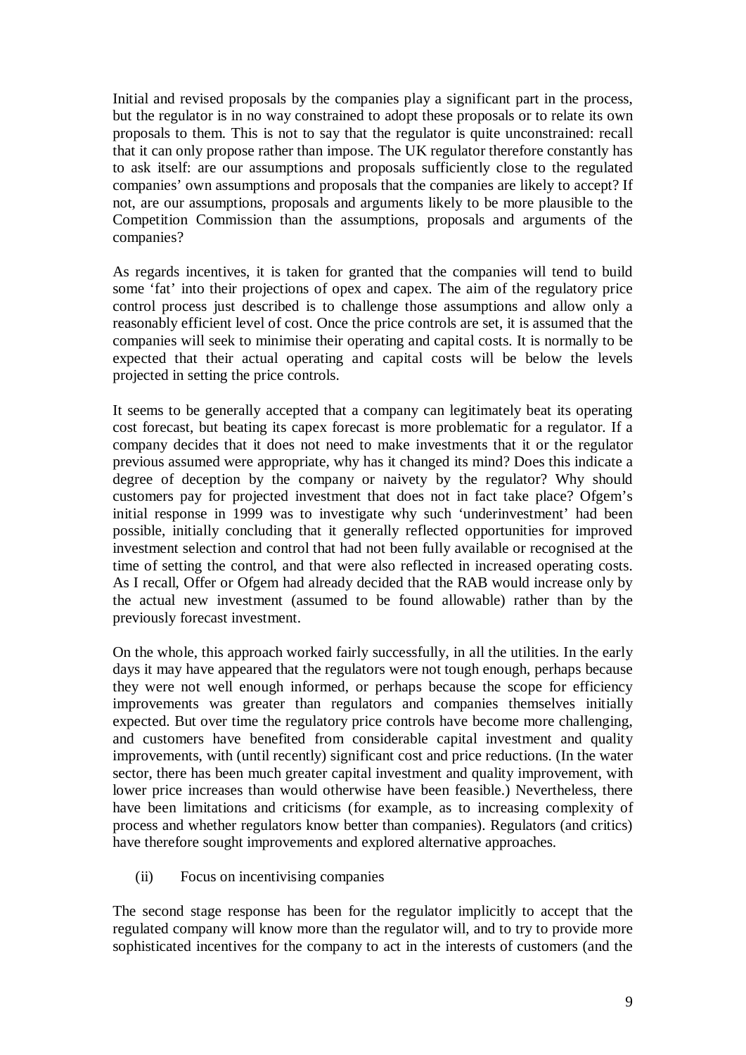Initial and revised proposals by the companies play a significant part in the process, but the regulator is in no way constrained to adopt these proposals or to relate its own proposals to them. This is not to say that the regulator is quite unconstrained: recall that it can only propose rather than impose. The UK regulator therefore constantly has to ask itself: are our assumptions and proposals sufficiently close to the regulated companies' own assumptions and proposals that the companies are likely to accept? If not, are our assumptions, proposals and arguments likely to be more plausible to the Competition Commission than the assumptions, proposals and arguments of the companies?

As regards incentives, it is taken for granted that the companies will tend to build some 'fat' into their projections of opex and capex. The aim of the regulatory price control process just described is to challenge those assumptions and allow only a reasonably efficient level of cost. Once the price controls are set, it is assumed that the companies will seek to minimise their operating and capital costs. It is normally to be expected that their actual operating and capital costs will be below the levels projected in setting the price controls.

It seems to be generally accepted that a company can legitimately beat its operating cost forecast, but beating its capex forecast is more problematic for a regulator. If a company decides that it does not need to make investments that it or the regulator previous assumed were appropriate, why has it changed its mind? Does this indicate a degree of deception by the company or naivety by the regulator? Why should customers pay for projected investment that does not in fact take place? Ofgem's initial response in 1999 was to investigate why such 'underinvestment' had been possible, initially concluding that it generally reflected opportunities for improved investment selection and control that had not been fully available or recognised at the time of setting the control, and that were also reflected in increased operating costs. As I recall, Offer or Ofgem had already decided that the RAB would increase only by the actual new investment (assumed to be found allowable) rather than by the previously forecast investment.

On the whole, this approach worked fairly successfully, in all the utilities. In the early days it may have appeared that the regulators were not tough enough, perhaps because they were not well enough informed, or perhaps because the scope for efficiency improvements was greater than regulators and companies themselves initially expected. But over time the regulatory price controls have become more challenging, and customers have benefited from considerable capital investment and quality improvements, with (until recently) significant cost and price reductions. (In the water sector, there has been much greater capital investment and quality improvement, with lower price increases than would otherwise have been feasible.) Nevertheless, there have been limitations and criticisms (for example, as to increasing complexity of process and whether regulators know better than companies). Regulators (and critics) have therefore sought improvements and explored alternative approaches.

(ii) Focus on incentivising companies

The second stage response has been for the regulator implicitly to accept that the regulated company will know more than the regulator will, and to try to provide more sophisticated incentives for the company to act in the interests of customers (and the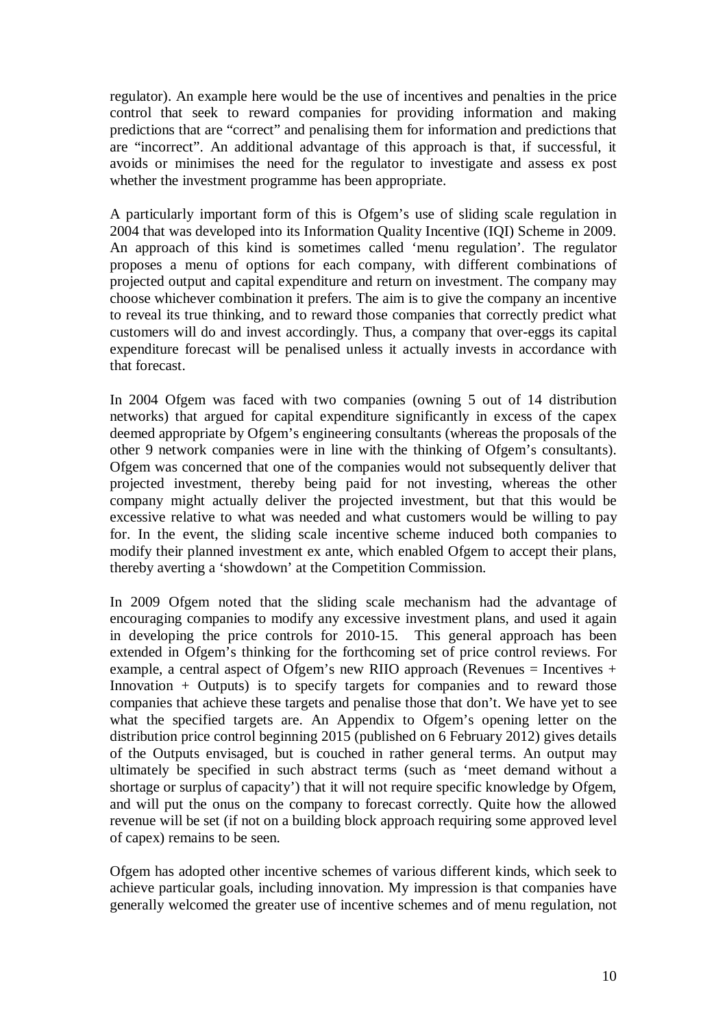regulator). An example here would be the use of incentives and penalties in the price control that seek to reward companies for providing information and making predictions that are "correct" and penalising them for information and predictions that are "incorrect". An additional advantage of this approach is that, if successful, it avoids or minimises the need for the regulator to investigate and assess ex post whether the investment programme has been appropriate.

A particularly important form of this is Ofgem's use of sliding scale regulation in 2004 that was developed into its Information Quality Incentive (IQI) Scheme in 2009. An approach of this kind is sometimes called 'menu regulation'. The regulator proposes a menu of options for each company, with different combinations of projected output and capital expenditure and return on investment. The company may choose whichever combination it prefers. The aim is to give the company an incentive to reveal its true thinking, and to reward those companies that correctly predict what customers will do and invest accordingly. Thus, a company that over-eggs its capital expenditure forecast will be penalised unless it actually invests in accordance with that forecast.

In 2004 Ofgem was faced with two companies (owning 5 out of 14 distribution networks) that argued for capital expenditure significantly in excess of the capex deemed appropriate by Ofgem's engineering consultants (whereas the proposals of the other 9 network companies were in line with the thinking of Ofgem's consultants). Ofgem was concerned that one of the companies would not subsequently deliver that projected investment, thereby being paid for not investing, whereas the other company might actually deliver the projected investment, but that this would be excessive relative to what was needed and what customers would be willing to pay for. In the event, the sliding scale incentive scheme induced both companies to modify their planned investment ex ante, which enabled Ofgem to accept their plans, thereby averting a 'showdown' at the Competition Commission.

In 2009 Ofgem noted that the sliding scale mechanism had the advantage of encouraging companies to modify any excessive investment plans, and used it again in developing the price controls for 2010-15. This general approach has been extended in Ofgem's thinking for the forthcoming set of price control reviews. For example, a central aspect of Ofgem's new RIIO approach (Revenues = Incentives + Innovation + Outputs) is to specify targets for companies and to reward those companies that achieve these targets and penalise those that don't. We have yet to see what the specified targets are. An Appendix to Ofgem's opening letter on the distribution price control beginning 2015 (published on 6 February 2012) gives details of the Outputs envisaged, but is couched in rather general terms. An output may ultimately be specified in such abstract terms (such as 'meet demand without a shortage or surplus of capacity') that it will not require specific knowledge by Ofgem, and will put the onus on the company to forecast correctly. Quite how the allowed revenue will be set (if not on a building block approach requiring some approved level of capex) remains to be seen.

Ofgem has adopted other incentive schemes of various different kinds, which seek to achieve particular goals, including innovation. My impression is that companies have generally welcomed the greater use of incentive schemes and of menu regulation, not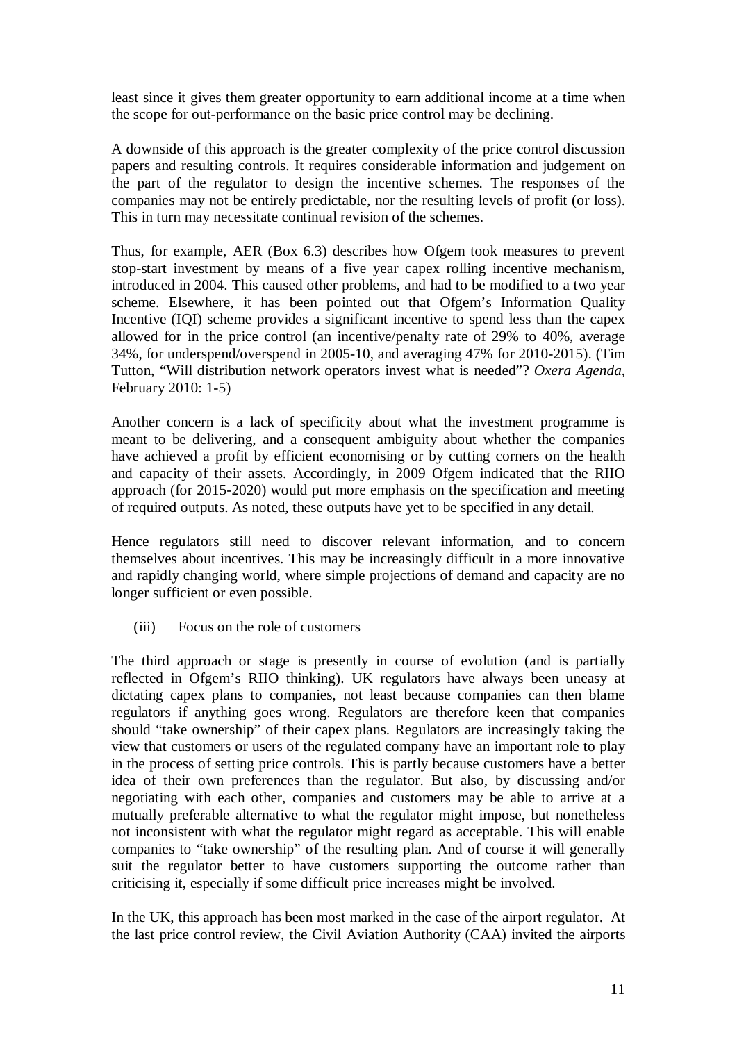least since it gives them greater opportunity to earn additional income at a time when the scope for out-performance on the basic price control may be declining.

A downside of this approach is the greater complexity of the price control discussion papers and resulting controls. It requires considerable information and judgement on the part of the regulator to design the incentive schemes. The responses of the companies may not be entirely predictable, nor the resulting levels of profit (or loss). This in turn may necessitate continual revision of the schemes.

Thus, for example, AER (Box 6.3) describes how Ofgem took measures to prevent stop-start investment by means of a five year capex rolling incentive mechanism, introduced in 2004. This caused other problems, and had to be modified to a two year scheme. Elsewhere, it has been pointed out that Ofgem's Information Quality Incentive (IQI) scheme provides a significant incentive to spend less than the capex allowed for in the price control (an incentive/penalty rate of 29% to 40%, average 34%, for underspend/overspend in 2005-10, and averaging 47% for 2010-2015). (Tim Tutton, "Will distribution network operators invest what is needed"? *Oxera Agenda*, February 2010: 1-5)

Another concern is a lack of specificity about what the investment programme is meant to be delivering, and a consequent ambiguity about whether the companies have achieved a profit by efficient economising or by cutting corners on the health and capacity of their assets. Accordingly, in 2009 Ofgem indicated that the RIIO approach (for 2015-2020) would put more emphasis on the specification and meeting of required outputs. As noted, these outputs have yet to be specified in any detail.

Hence regulators still need to discover relevant information, and to concern themselves about incentives. This may be increasingly difficult in a more innovative and rapidly changing world, where simple projections of demand and capacity are no longer sufficient or even possible.

(iii) Focus on the role of customers

The third approach or stage is presently in course of evolution (and is partially reflected in Ofgem's RIIO thinking). UK regulators have always been uneasy at dictating capex plans to companies, not least because companies can then blame regulators if anything goes wrong. Regulators are therefore keen that companies should "take ownership" of their capex plans. Regulators are increasingly taking the view that customers or users of the regulated company have an important role to play in the process of setting price controls. This is partly because customers have a better idea of their own preferences than the regulator. But also, by discussing and/or negotiating with each other, companies and customers may be able to arrive at a mutually preferable alternative to what the regulator might impose, but nonetheless not inconsistent with what the regulator might regard as acceptable. This will enable companies to "take ownership" of the resulting plan. And of course it will generally suit the regulator better to have customers supporting the outcome rather than criticising it, especially if some difficult price increases might be involved.

In the UK, this approach has been most marked in the case of the airport regulator. At the last price control review, the Civil Aviation Authority (CAA) invited the airports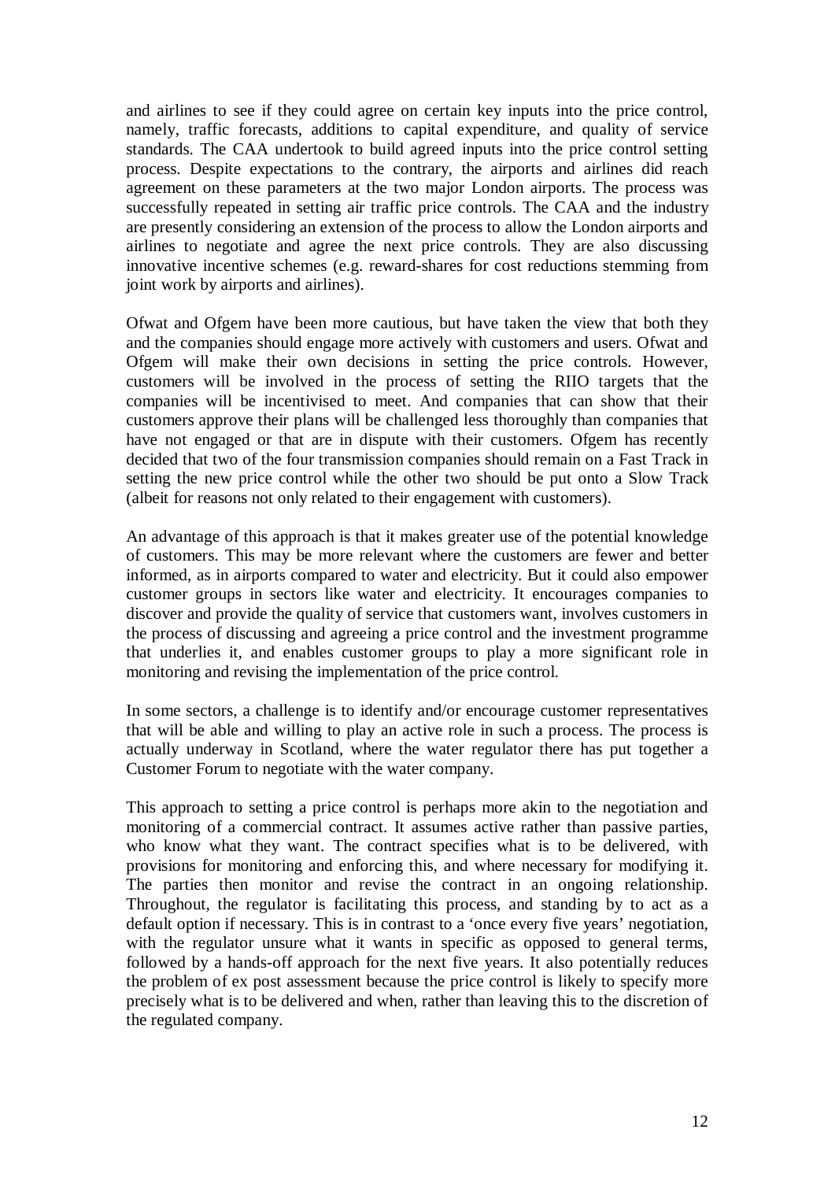and airlines to see if they could agree on certain key inputs into the price control, namely, traffic forecasts, additions to capital expenditure, and quality of service standards. The CAA undertook to build agreed inputs into the price control setting process. Despite expectations to the contrary, the airports and airlines did reach agreement on these parameters at the two major London airports. The process was successfully repeated in setting air traffic price controls. The CAA and the industry are presently considering an extension of the process to allow the London airports and airlines to negotiate and agree the next price controls. They are also discussing innovative incentive schemes (e.g. reward-shares for cost reductions stemming from joint work by airports and airlines).

Ofwat and Ofgem have been more cautious, but have taken the view that both they and the companies should engage more actively with customers and users. Ofwat and Ofgem will make their own decisions in setting the price controls. However, customers will be involved in the process of setting the RIIO targets that the companies will be incentivised to meet. And companies that can show that their customers approve their plans will be challenged less thoroughly than companies that have not engaged or that are in dispute with their customers. Ofgem has recently decided that two of the four transmission companies should remain on a Fast Track in setting the new price control while the other two should be put onto a Slow Track (albeit for reasons not only related to their engagement with customers).

An advantage of this approach is that it makes greater use of the potential knowledge of customers. This may be more relevant where the customers are fewer and better informed, as in airports compared to water and electricity. But it could also empower customer groups in sectors like water and electricity. It encourages companies to discover and provide the quality of service that customers want, involves customers in the process of discussing and agreeing a price control and the investment programme that underlies it, and enables customer groups to play a more significant role in monitoring and revising the implementation of the price control.

In some sectors, a challenge is to identify and/or encourage customer representatives that will be able and willing to play an active role in such a process. The process is actually underway in Scotland, where the water regulator there has put together a Customer Forum to negotiate with the water company.

This approach to setting a price control is perhaps more akin to the negotiation and monitoring of a commercial contract. It assumes active rather than passive parties, who know what they want. The contract specifies what is to be delivered, with provisions for monitoring and enforcing this, and where necessary for modifying it. The parties then monitor and revise the contract in an ongoing relationship. Throughout, the regulator is facilitating this process, and standing by to act as a default option if necessary. This is in contrast to a 'once every five years' negotiation, with the regulator unsure what it wants in specific as opposed to general terms, followed by a hands-off approach for the next five years. It also potentially reduces the problem of ex post assessment because the price control is likely to specify more precisely what is to be delivered and when, rather than leaving this to the discretion of the regulated company.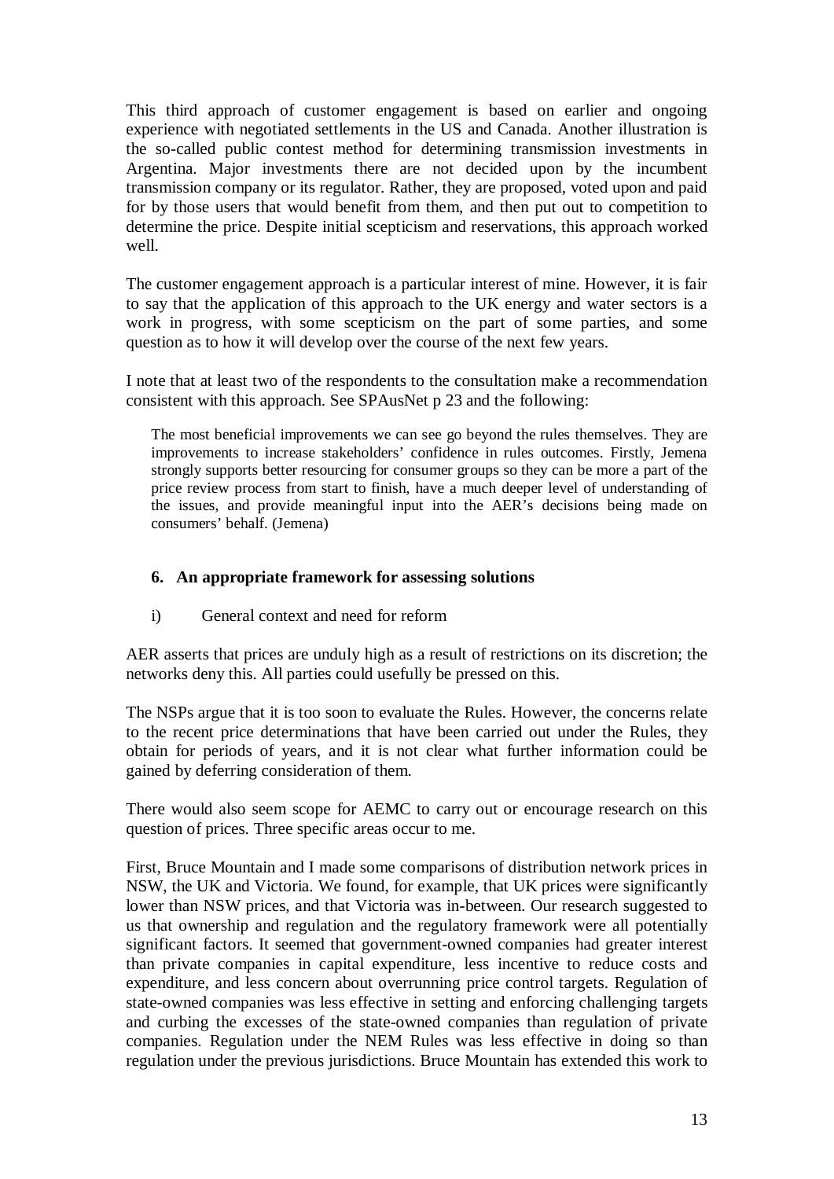This third approach of customer engagement is based on earlier and ongoing experience with negotiated settlements in the US and Canada. Another illustration is the so-called public contest method for determining transmission investments in Argentina. Major investments there are not decided upon by the incumbent transmission company or its regulator. Rather, they are proposed, voted upon and paid for by those users that would benefit from them, and then put out to competition to determine the price. Despite initial scepticism and reservations, this approach worked well.

The customer engagement approach is a particular interest of mine. However, it is fair to say that the application of this approach to the UK energy and water sectors is a work in progress, with some scepticism on the part of some parties, and some question as to how it will develop over the course of the next few years.

I note that at least two of the respondents to the consultation make a recommendation consistent with this approach. See SPAusNet p 23 and the following:

> The most beneficial improvements we can see go beyond the rules themselves. They are improvements to increase stakeholders' confidence in rules outcomes. Firstly, Jemena strongly supports better resourcing for consumer groups so they can be more a part of the price review process from start to finish, have a much deeper level of understanding of the issues, and provide meaningful input into the AER's decisions being made on consumers' behalf. (Jemena)

## 6. An appropriate framework for assessing solutions

i) General context and need for reform

AER asserts that prices are unduly high as a result of restrictions on its discretion; the networks deny this. All parties could usefully be pressed on this.

The NSPs argue that it is too soon to evaluate the Rules. However, the concerns relate to the recent price determinations that have been carried out under the Rules, they obtain for periods of years, and it is not clear what further information could be gained by deferring consideration of them.

There would also seem scope for AEMC to carry out or encourage research on this question of prices. Three specific areas occur to me.

First, Bruce Mountain and I made some comparisons of distribution network prices in NSW, the UK and Victoria. We found, for example, that UK prices were significantly lower than NSW prices, and that Victoria was in-between. Our research suggested to us that ownership and regulation and the regulatory framework were all potentially significant factors. It seemed that government-owned companies had greater interest than private companies in capital expenditure, less incentive to reduce costs and expenditure, and less concern about overrunning price control targets. Regulation of state-owned companies was less effective in setting and enforcing challenging targets and curbing the excesses of the state-owned companies than regulation of private companies. Regulation under the NEM Rules was less effective in doing so than regulation under the previous jurisdictions. Bruce Mountain has extended this work to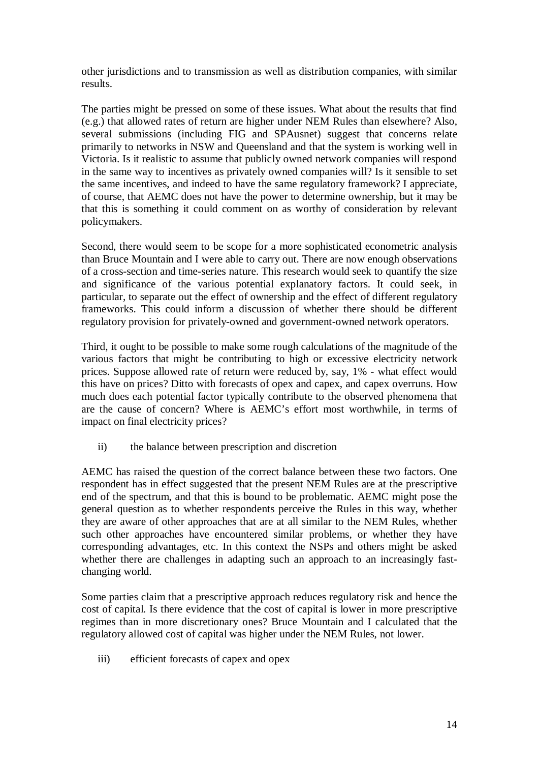other jurisdictions and to transmission as well as distribution companies, with similar results.

The parties might be pressed on some of these issues. What about the results that find (e.g.) that allowed rates of return are higher under NEM Rules than elsewhere? Also, several submissions (including FIG and SPAusnet) suggest that concerns relate primarily to networks in NSW and Queensland and that the system is working well in Victoria. Is it realistic to assume that publicly owned network companies will respond in the same way to incentives as privately owned companies will? Is it sensible to set the same incentives, and indeed to have the same regulatory framework? I appreciate, of course, that AEMC does not have the power to determine ownership, but it may be that this is something it could comment on as worthy of consideration by relevant policymakers.

Second, there would seem to be scope for a more sophisticated econometric analysis than Bruce Mountain and I were able to carry out. There are now enough observations of a cross-section and time-series nature. This research would seek to quantify the size and significance of the various potential explanatory factors. It could seek, in particular, to separate out the effect of ownership and the effect of different regulatory frameworks. This could inform a discussion of whether there should be different regulatory provision for privately-owned and government-owned network operators.

Third, it ought to be possible to make some rough calculations of the magnitude of the various factors that might be contributing to high or excessive electricity network prices. Suppose allowed rate of return were reduced by, say, 1% - what effect would this have on prices? Ditto with forecasts of opex and capex, and capex overruns. How much does each potential factor typically contribute to the observed phenomena that are the cause of concern? Where is AEMC's effort most worthwhile, in terms of impact on final electricity prices?

ii) the balance between prescription and discretion

AEMC has raised the question of the correct balance between these two factors. One respondent has in effect suggested that the present NEM Rules are at the prescriptive end of the spectrum, and that this is bound to be problematic. AEMC might pose the general question as to whether respondents perceive the Rules in this way, whether they are aware of other approaches that are at all similar to the NEM Rules, whether such other approaches have encountered similar problems, or whether they have corresponding advantages, etc. In this context the NSPs and others might be asked whether there are challenges in adapting such an approach to an increasingly fast-changing world.

Some parties claim that a prescriptive approach reduces regulatory risk and hence the cost of capital. Is there evidence that the cost of capital is lower in more prescriptive regimes than in more discretionary ones? Bruce Mountain and I calculated that the regulatory allowed cost of capital was higher under the NEM Rules, not lower.

iii) efficient forecasts of capex and opex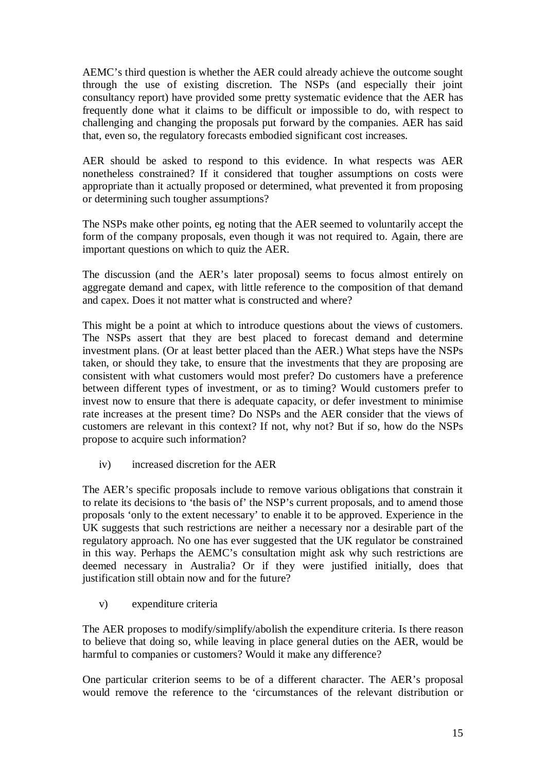AEMC's third question is whether the AER could already achieve the outcome sought through the use of existing discretion. The NSPs (and especially their joint consultancy report) have provided some pretty systematic evidence that the AER has frequently done what it claims to be difficult or impossible to do, with respect to challenging and changing the proposals put forward by the companies. AER has said that, even so, the regulatory forecasts embodied significant cost increases.

AER should be asked to respond to this evidence. In what respects was AER nonetheless constrained? If it considered that tougher assumptions on costs were appropriate than it actually proposed or determined, what prevented it from proposing or determining such tougher assumptions?

The NSPs make other points, eg noting that the AER seemed to voluntarily accept the form of the company proposals, even though it was not required to. Again, there are important questions on which to quiz the AER.

The discussion (and the AER's later proposal) seems to focus almost entirely on aggregate demand and capex, with little reference to the composition of that demand and capex. Does it not matter what is constructed and where?

This might be a point at which to introduce questions about the views of customers. The NSPs assert that they are best placed to forecast demand and determine investment plans. (Or at least better placed than the AER.) What steps have the NSPs taken, or should they take, to ensure that the investments that they are proposing are consistent with what customers would most prefer? Do customers have a preference between different types of investment, or as to timing? Would customers prefer to invest now to ensure that there is adequate capacity, or defer investment to minimise rate increases at the present time? Do NSPs and the AER consider that the views of customers are relevant in this context? If not, why not? But if so, how do the NSPs propose to acquire such information?

iv) increased discretion for the AER

The AER's specific proposals include to remove various obligations that constrain it to relate its decisions to 'the basis of' the NSP's current proposals, and to amend those proposals 'only to the extent necessary' to enable it to be approved. Experience in the UK suggests that such restrictions are neither a necessary nor a desirable part of the regulatory approach. No one has ever suggested that the UK regulator be constrained in this way. Perhaps the AEMC's consultation might ask why such restrictions are deemed necessary in Australia? Or if they were justified initially, does that justification still obtain now and for the future?

v) expenditure criteria

The AER proposes to modify/simplify/abolish the expenditure criteria. Is there reason to believe that doing so, while leaving in place general duties on the AER, would be harmful to companies or customers? Would it make any difference?

One particular criterion seems to be of a different character. The AER's proposal would remove the reference to the 'circumstances of the relevant distribution or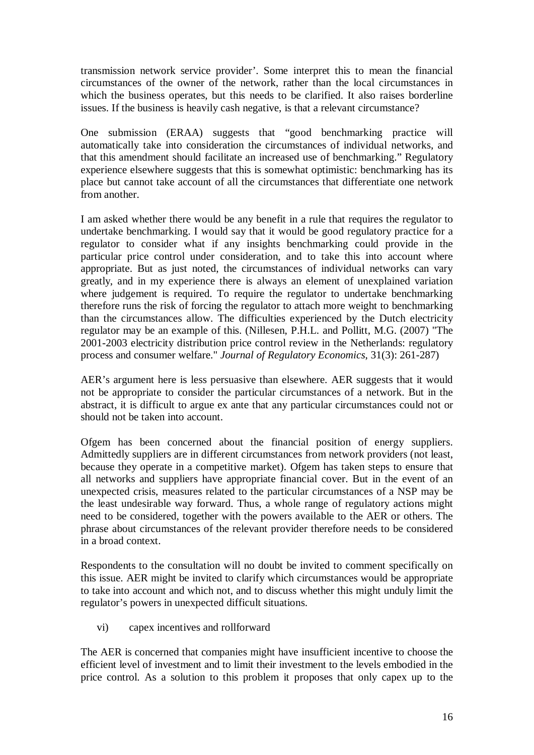transmission network service provider'. Some interpret this to mean the financial circumstances of the owner of the network, rather than the local circumstances in which the business operates, but this needs to be clarified. It also raises borderline issues. If the business is heavily cash negative, is that a relevant circumstance?

One submission (ERAA) suggests that "good benchmarking practice will automatically take into consideration the circumstances of individual networks, and that this amendment should facilitate an increased use of benchmarking." Regulatory experience elsewhere suggests that this is somewhat optimistic: benchmarking has its place but cannot take account of all the circumstances that differentiate one network from another.

I am asked whether there would be any benefit in a rule that requires the regulator to undertake benchmarking. I would say that it would be good regulatory practice for a regulator to consider what if any insights benchmarking could provide in the particular price control under consideration, and to take this into account where appropriate. But as just noted, the circumstances of individual networks can vary greatly, and in my experience there is always an element of unexplained variation where judgement is required. To require the regulator to undertake benchmarking therefore runs the risk of forcing the regulator to attach more weight to benchmarking than the circumstances allow. The difficulties experienced by the Dutch electricity regulator may be an example of this. (Nillesen, P.H.L. and Pollitt, M.G. (2007) "The 2001-2003 electricity distribution price control review in the Netherlands: regulatory process and consumer welfare." *Journal of Regulatory Economics*, 31(3): 261-287)

AER's argument here is less persuasive than elsewhere. AER suggests that it would not be appropriate to consider the particular circumstances of a network. But in the abstract, it is difficult to argue ex ante that any particular circumstances could not or should not be taken into account.

Ofgem has been concerned about the financial position of energy suppliers. Admittedly suppliers are in different circumstances from network providers (not least, because they operate in a competitive market). Ofgem has taken steps to ensure that all networks and suppliers have appropriate financial cover. But in the event of an unexpected crisis, measures related to the particular circumstances of a NSP may be the least undesirable way forward. Thus, a whole range of regulatory actions might need to be considered, together with the powers available to the AER or others. The phrase about circumstances of the relevant provider therefore needs to be considered in a broad context.

Respondents to the consultation will no doubt be invited to comment specifically on this issue. AER might be invited to clarify which circumstances would be appropriate to take into account and which not, and to discuss whether this might unduly limit the regulator's powers in unexpected difficult situations.

vi) capex incentives and rollforward

The AER is concerned that companies might have insufficient incentive to choose the efficient level of investment and to limit their investment to the levels embodied in the price control. As a solution to this problem it proposes that only capex up to the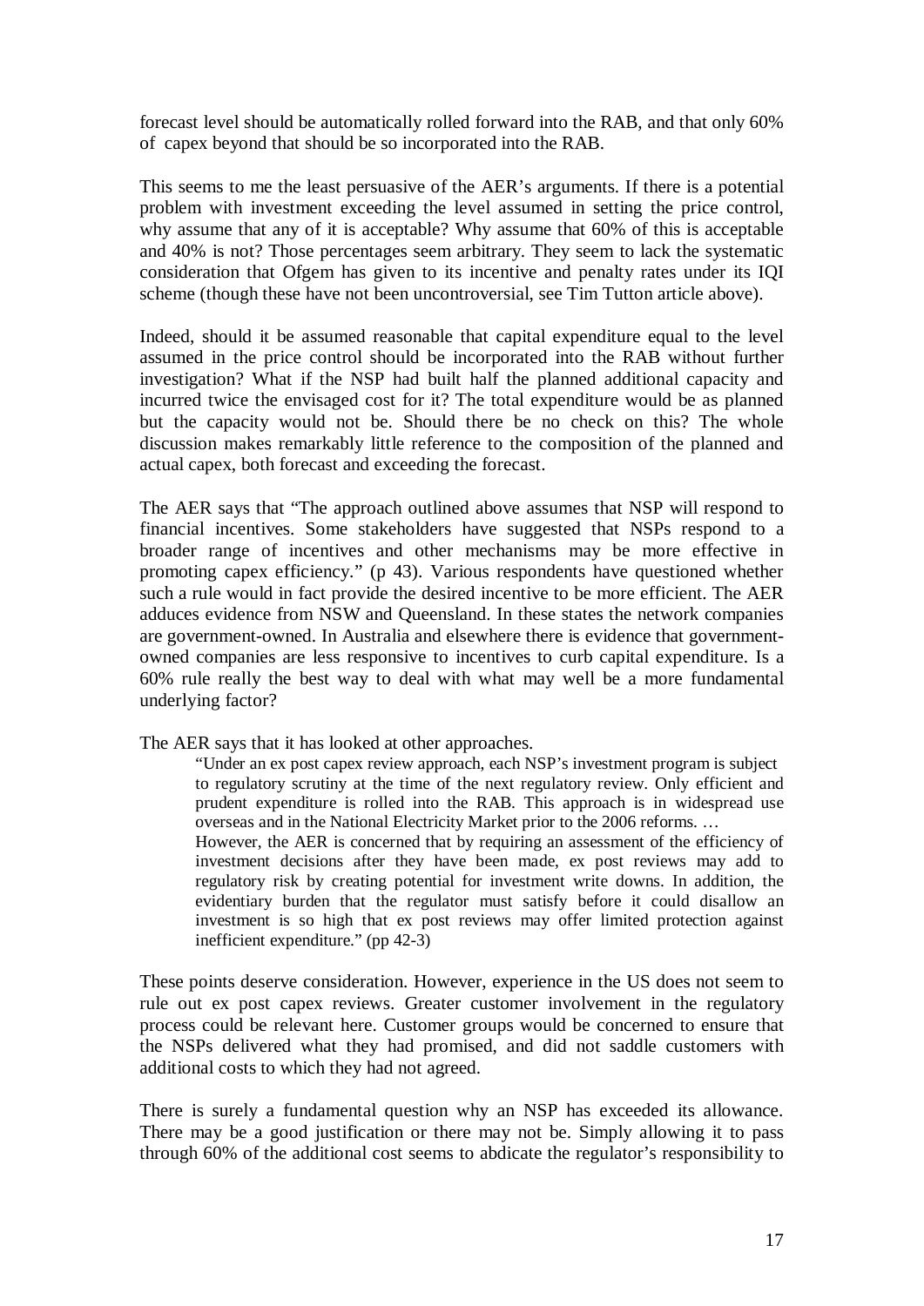forecast level should be automatically rolled forward into the RAB, and that only 60% of capex beyond that should be so incorporated into the RAB.

This seems to me the least persuasive of the AER's arguments. If there is a potential problem with investment exceeding the level assumed in setting the price control, why assume that any of it is acceptable? Why assume that 60% of this is acceptable and 40% is not? Those percentages seem arbitrary. They seem to lack the systematic consideration that Ofgem has given to its incentive and penalty rates under its IQI scheme (though these have not been uncontroversial, see Tim Tutton article above).

Indeed, should it be assumed reasonable that capital expenditure equal to the level assumed in the price control should be incorporated into the RAB without further investigation? What if the NSP had built half the planned additional capacity and incurred twice the envisaged cost for it? The total expenditure would be as planned but the capacity would not be. Should there be no check on this? The whole discussion makes remarkably little reference to the composition of the planned and actual capex, both forecast and exceeding the forecast.

The AER says that "The approach outlined above assumes that NSP will respond to financial incentives. Some stakeholders have suggested that NSPs respond to a broader range of incentives and other mechanisms may be more effective in promoting capex efficiency." (p 43). Various respondents have questioned whether such a rule would in fact provide the desired incentive to be more efficient. The AER adduces evidence from NSW and Queensland. In these states the network companies are government-owned. In Australia and elsewhere there is evidence that government-owned companies are less responsive to incentives to curb capital expenditure. Is a 60% rule really the best way to deal with what may well be a more fundamental underlying factor?

The AER says that it has looked at other approaches.

> "Under an ex post capex review approach, each NSP's investment program is subject to regulatory scrutiny at the time of the next regulatory review. Only efficient and prudent expenditure is rolled into the RAB. This approach is in widespread use overseas and in the National Electricity Market prior to the 2006 reforms. …
>
> However, the AER is concerned that by requiring an assessment of the efficiency of investment decisions after they have been made, ex post reviews may add to regulatory risk by creating potential for investment write downs. In addition, the evidentiary burden that the regulator must satisfy before it could disallow an investment is so high that ex post reviews may offer limited protection against inefficient expenditure." (pp 42-3)

These points deserve consideration. However, experience in the US does not seem to rule out ex post capex reviews. Greater customer involvement in the regulatory process could be relevant here. Customer groups would be concerned to ensure that the NSPs delivered what they had promised, and did not saddle customers with additional costs to which they had not agreed.

There is surely a fundamental question why an NSP has exceeded its allowance. There may be a good justification or there may not be. Simply allowing it to pass through 60% of the additional cost seems to abdicate the regulator's responsibility to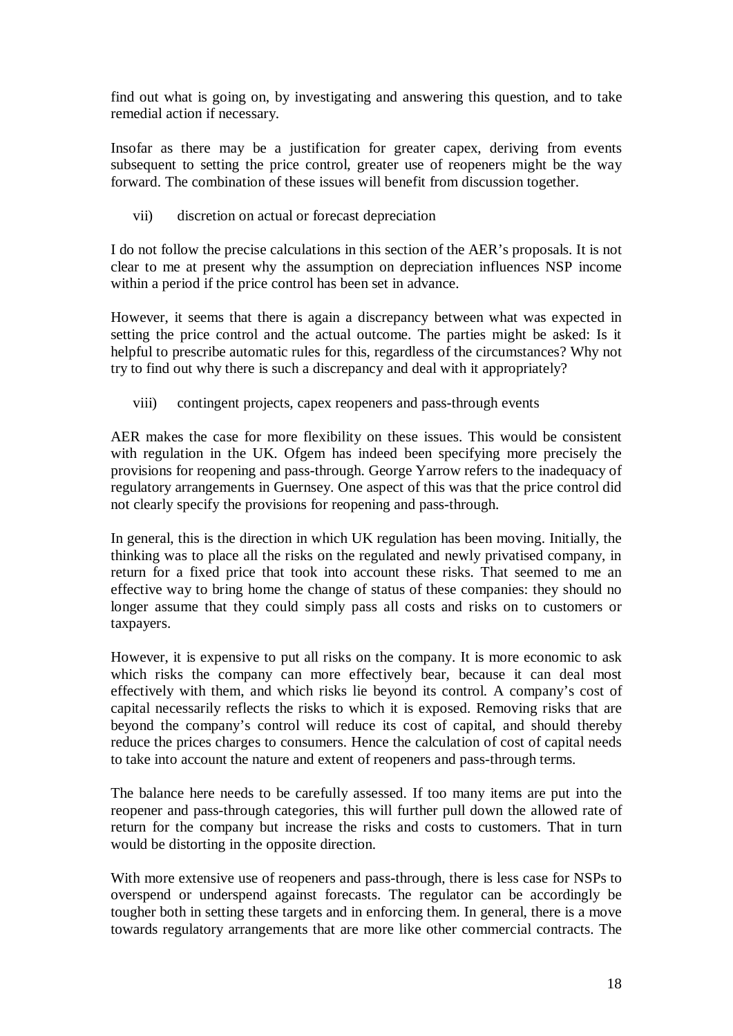find out what is going on, by investigating and answering this question, and to take remedial action if necessary.

Insofar as there may be a justification for greater capex, deriving from events subsequent to setting the price control, greater use of reopeners might be the way forward. The combination of these issues will benefit from discussion together.

vii) discretion on actual or forecast depreciation

I do not follow the precise calculations in this section of the AER's proposals. It is not clear to me at present why the assumption on depreciation influences NSP income within a period if the price control has been set in advance.

However, it seems that there is again a discrepancy between what was expected in setting the price control and the actual outcome. The parties might be asked: Is it helpful to prescribe automatic rules for this, regardless of the circumstances? Why not try to find out why there is such a discrepancy and deal with it appropriately?

viii) contingent projects, capex reopeners and pass-through events

AER makes the case for more flexibility on these issues. This would be consistent with regulation in the UK. Ofgem has indeed been specifying more precisely the provisions for reopening and pass-through. George Yarrow refers to the inadequacy of regulatory arrangements in Guernsey. One aspect of this was that the price control did not clearly specify the provisions for reopening and pass-through.

In general, this is the direction in which UK regulation has been moving. Initially, the thinking was to place all the risks on the regulated and newly privatised company, in return for a fixed price that took into account these risks. That seemed to me an effective way to bring home the change of status of these companies: they should no longer assume that they could simply pass all costs and risks on to customers or taxpayers.

However, it is expensive to put all risks on the company. It is more economic to ask which risks the company can more effectively bear, because it can deal most effectively with them, and which risks lie beyond its control. A company's cost of capital necessarily reflects the risks to which it is exposed. Removing risks that are beyond the company's control will reduce its cost of capital, and should thereby reduce the prices charges to consumers. Hence the calculation of cost of capital needs to take into account the nature and extent of reopeners and pass-through terms.

The balance here needs to be carefully assessed. If too many items are put into the reopener and pass-through categories, this will further pull down the allowed rate of return for the company but increase the risks and costs to customers. That in turn would be distorting in the opposite direction.

With more extensive use of reopeners and pass-through, there is less case for NSPs to overspend or underspend against forecasts. The regulator can be accordingly be tougher both in setting these targets and in enforcing them. In general, there is a move towards regulatory arrangements that are more like other commercial contracts. The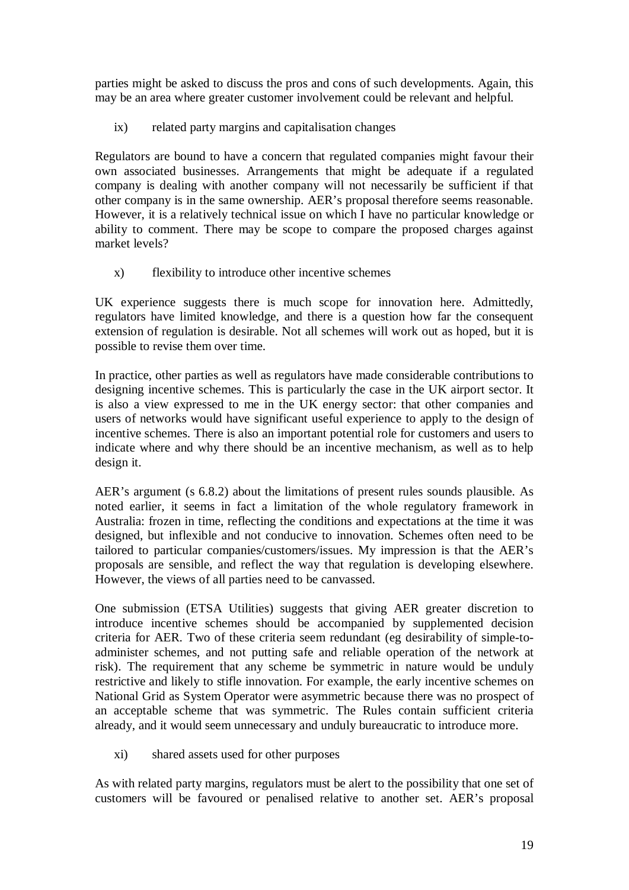parties might be asked to discuss the pros and cons of such developments. Again, this may be an area where greater customer involvement could be relevant and helpful.

ix) related party margins and capitalisation changes

Regulators are bound to have a concern that regulated companies might favour their own associated businesses. Arrangements that might be adequate if a regulated company is dealing with another company will not necessarily be sufficient if that other company is in the same ownership. AER's proposal therefore seems reasonable. However, it is a relatively technical issue on which I have no particular knowledge or ability to comment. There may be scope to compare the proposed charges against market levels?

x) flexibility to introduce other incentive schemes

UK experience suggests there is much scope for innovation here. Admittedly, regulators have limited knowledge, and there is a question how far the consequent extension of regulation is desirable. Not all schemes will work out as hoped, but it is possible to revise them over time.

In practice, other parties as well as regulators have made considerable contributions to designing incentive schemes. This is particularly the case in the UK airport sector. It is also a view expressed to me in the UK energy sector: that other companies and users of networks would have significant useful experience to apply to the design of incentive schemes. There is also an important potential role for customers and users to indicate where and why there should be an incentive mechanism, as well as to help design it.

AER's argument (s 6.8.2) about the limitations of present rules sounds plausible. As noted earlier, it seems in fact a limitation of the whole regulatory framework in Australia: frozen in time, reflecting the conditions and expectations at the time it was designed, but inflexible and not conducive to innovation. Schemes often need to be tailored to particular companies/customers/issues. My impression is that the AER's proposals are sensible, and reflect the way that regulation is developing elsewhere. However, the views of all parties need to be canvassed.

One submission (ETSA Utilities) suggests that giving AER greater discretion to introduce incentive schemes should be accompanied by supplemented decision criteria for AER. Two of these criteria seem redundant (eg desirability of simple-to-administer schemes, and not putting safe and reliable operation of the network at risk). The requirement that any scheme be symmetric in nature would be unduly restrictive and likely to stifle innovation. For example, the early incentive schemes on National Grid as System Operator were asymmetric because there was no prospect of an acceptable scheme that was symmetric. The Rules contain sufficient criteria already, and it would seem unnecessary and unduly bureaucratic to introduce more.

xi) shared assets used for other purposes

As with related party margins, regulators must be alert to the possibility that one set of customers will be favoured or penalised relative to another set. AER's proposal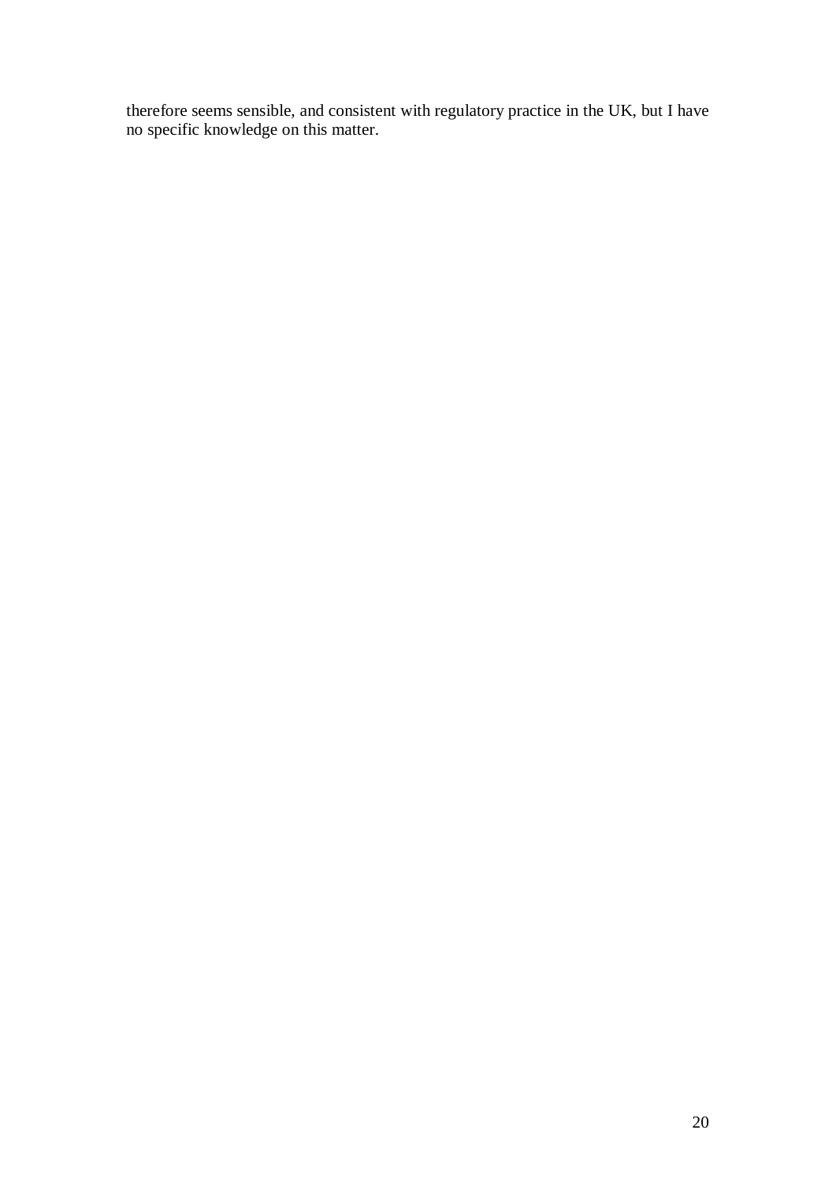therefore seems sensible, and consistent with regulatory practice in the UK, but I have no specific knowledge on this matter.